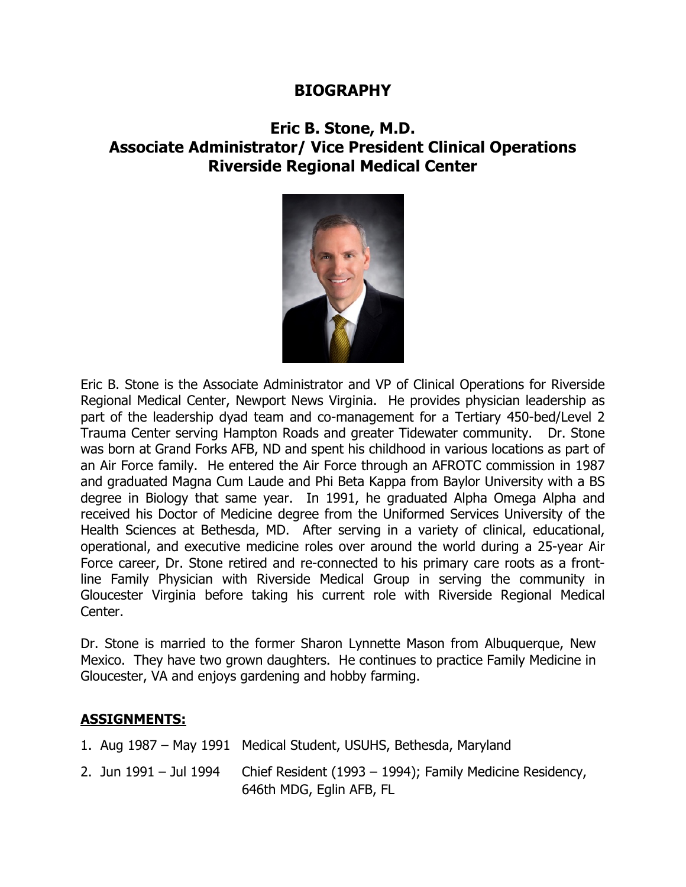# BIOGRAPHY

## Eric B. Stone, M.D.
## Associate Administrator/ Vice President Clinical Operations
## Riverside Regional Medical Center

Eric B. Stone is the Associate Administrator and VP of Clinical Operations for Riverside Regional Medical Center, Newport News Virginia. He provides physician leadership as part of the leadership dyad team and co-management for a Tertiary 450-bed/Level 2 Trauma Center serving Hampton Roads and greater Tidewater community. Dr. Stone was born at Grand Forks AFB, ND and spent his childhood in various locations as part of an Air Force family. He entered the Air Force through an AFROTC commission in 1987 and graduated Magna Cum Laude and Phi Beta Kappa from Baylor University with a BS degree in Biology that same year. In 1991, he graduated Alpha Omega Alpha and received his Doctor of Medicine degree from the Uniformed Services University of the Health Sciences at Bethesda, MD. After serving in a variety of clinical, educational, operational, and executive medicine roles over around the world during a 25-year Air Force career, Dr. Stone retired and re-connected to his primary care roots as a front-line Family Physician with Riverside Medical Group in serving the community in Gloucester Virginia before taking his current role with Riverside Regional Medical Center.

Dr. Stone is married to the former Sharon Lynnette Mason from Albuquerque, New Mexico. They have two grown daughters. He continues to practice Family Medicine in Gloucester, VA and enjoys gardening and hobby farming.

**ASSIGNMENTS:**

1. Aug 1987 – May 1991 Medical Student, USUHS, Bethesda, Maryland
2. Jun 1991 – Jul 1994 Chief Resident (1993 – 1994); Family Medicine Residency, 646th MDG, Eglin AFB, FL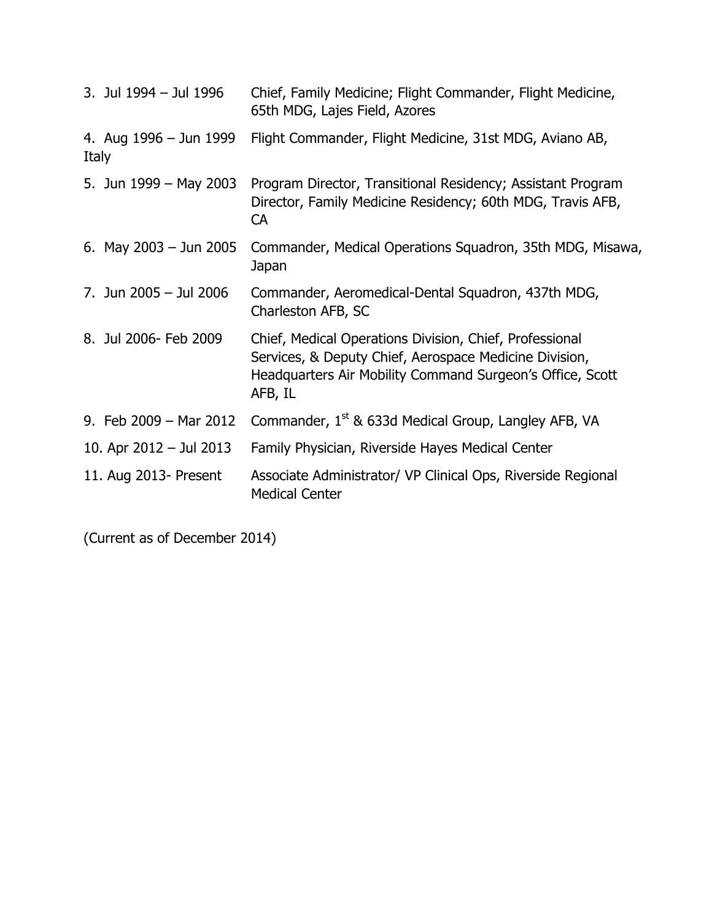3. Jul 1994 – Jul 1996 Chief, Family Medicine; Flight Commander, Flight Medicine, 65th MDG, Lajes Field, Azores

4. Aug 1996 – Jun 1999 Flight Commander, Flight Medicine, 31st MDG, Aviano AB, Italy

5. Jun 1999 – May 2003 Program Director, Transitional Residency; Assistant Program Director, Family Medicine Residency; 60th MDG, Travis AFB, CA

6. May 2003 – Jun 2005 Commander, Medical Operations Squadron, 35th MDG, Misawa, Japan

7. Jun 2005 – Jul 2006 Commander, Aeromedical-Dental Squadron, 437th MDG, Charleston AFB, SC

8. Jul 2006- Feb 2009 Chief, Medical Operations Division, Chief, Professional Services, & Deputy Chief, Aerospace Medicine Division, Headquarters Air Mobility Command Surgeon's Office, Scott AFB, IL

9. Feb 2009 – Mar 2012 Commander, 1st & 633d Medical Group, Langley AFB, VA

10. Apr 2012 – Jul 2013 Family Physician, Riverside Hayes Medical Center

11. Aug 2013- Present Associate Administrator/ VP Clinical Ops, Riverside Regional Medical Center

(Current as of December 2014)